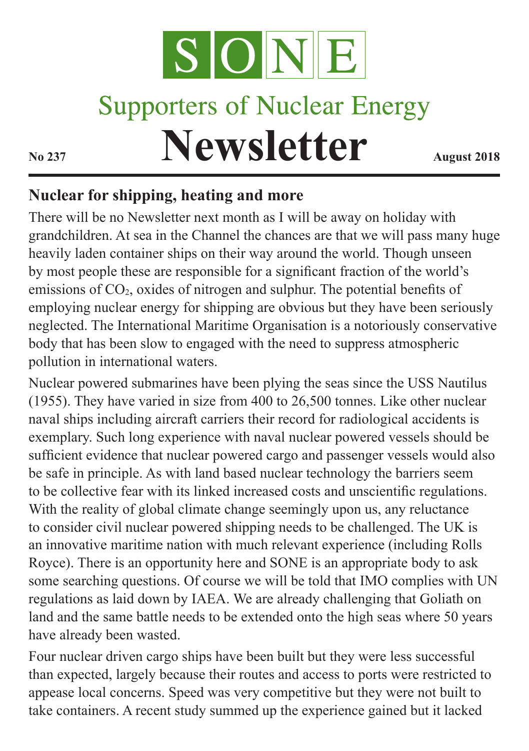# SONE

## Supporters of Nuclear Energy

# Newsletter

**No 237** **August 2018**

## Nuclear for shipping, heating and more

There will be no Newsletter next month as I will be away on holiday with grandchildren. At sea in the Channel the chances are that we will pass many huge heavily laden container ships on their way around the world. Though unseen by most people these are responsible for a significant fraction of the world's emissions of $CO_2$, oxides of nitrogen and sulphur. The potential benefits of employing nuclear energy for shipping are obvious but they have been seriously neglected. The International Maritime Organisation is a notoriously conservative body that has been slow to engaged with the need to suppress atmospheric pollution in international waters.

Nuclear powered submarines have been plying the seas since the USS Nautilus (1955). They have varied in size from 400 to 26,500 tonnes. Like other nuclear naval ships including aircraft carriers their record for radiological accidents is exemplary. Such long experience with naval nuclear powered vessels should be sufficient evidence that nuclear powered cargo and passenger vessels would also be safe in principle. As with land based nuclear technology the barriers seem to be collective fear with its linked increased costs and unscientific regulations. With the reality of global climate change seemingly upon us, any reluctance to consider civil nuclear powered shipping needs to be challenged. The UK is an innovative maritime nation with much relevant experience (including Rolls Royce). There is an opportunity here and SONE is an appropriate body to ask some searching questions. Of course we will be told that IMO complies with UN regulations as laid down by IAEA. We are already challenging that Goliath on land and the same battle needs to be extended onto the high seas where 50 years have already been wasted.

Four nuclear driven cargo ships have been built but they were less successful than expected, largely because their routes and access to ports were restricted to appease local concerns. Speed was very competitive but they were not built to take containers. A recent study summed up the experience gained but it lacked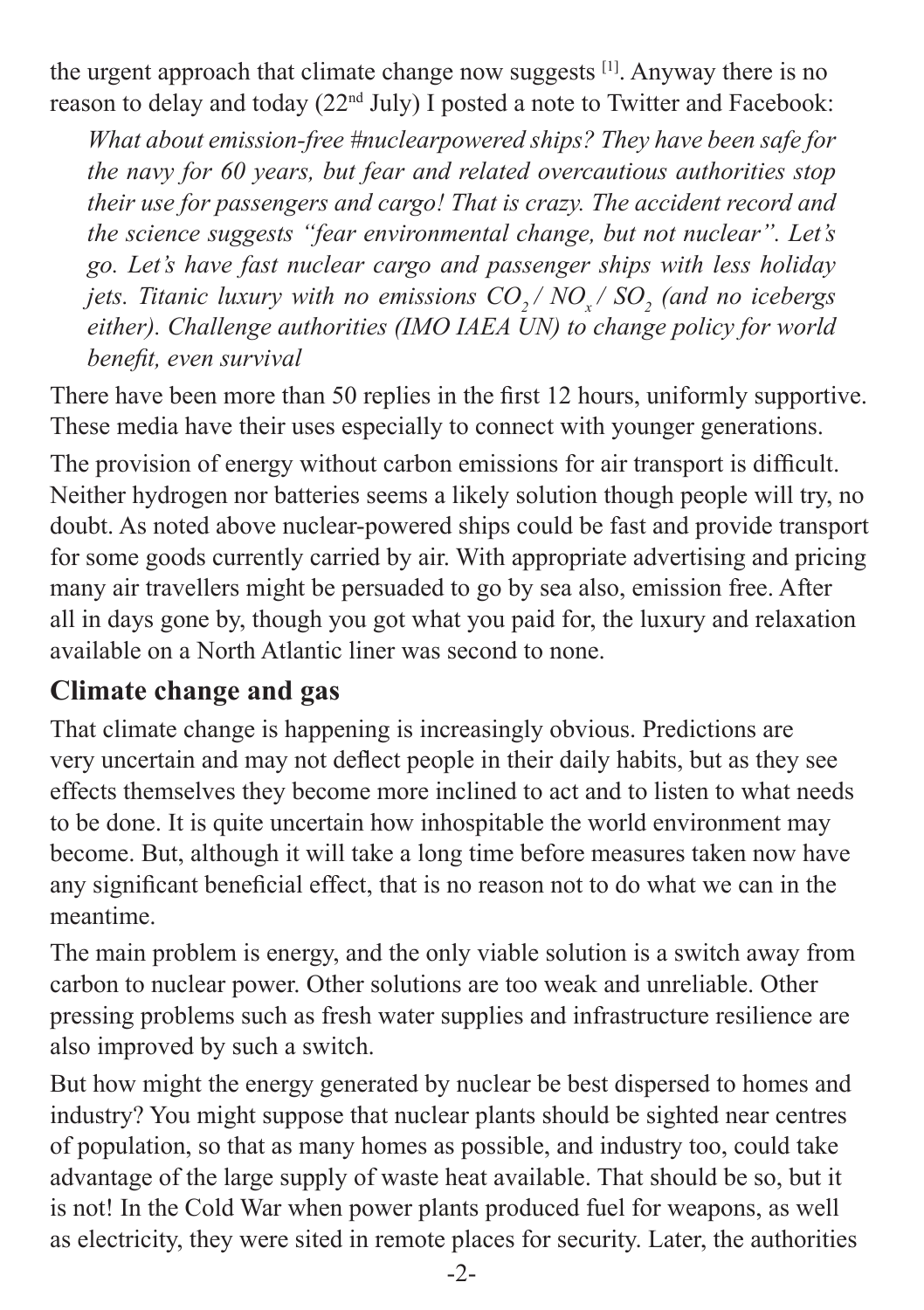the urgent approach that climate change now suggests [1]. Anyway there is no reason to delay and today (22nd July) I posted a note to Twitter and Facebook:

> *What about emission-free #nuclearpowered ships? They have been safe for the navy for 60 years, but fear and related overcautious authorities stop their use for passengers and cargo! That is crazy. The accident record and the science suggests "fear environmental change, but not nuclear". Let's go. Let's have fast nuclear cargo and passenger ships with less holiday jets. Titanic luxury with no emissions $CO_2$ / $NO_x$ / $SO_2$ (and no icebergs either). Challenge authorities (IMO IAEA UN) to change policy for world benefit, even survival*

There have been more than 50 replies in the first 12 hours, uniformly supportive. These media have their uses especially to connect with younger generations.

The provision of energy without carbon emissions for air transport is difficult. Neither hydrogen nor batteries seems a likely solution though people will try, no doubt. As noted above nuclear-powered ships could be fast and provide transport for some goods currently carried by air. With appropriate advertising and pricing many air travellers might be persuaded to go by sea also, emission free. After all in days gone by, though you got what you paid for, the luxury and relaxation available on a North Atlantic liner was second to none.

## Climate change and gas

That climate change is happening is increasingly obvious. Predictions are very uncertain and may not deflect people in their daily habits, but as they see effects themselves they become more inclined to act and to listen to what needs to be done. It is quite uncertain how inhospitable the world environment may become. But, although it will take a long time before measures taken now have any significant beneficial effect, that is no reason not to do what we can in the meantime.

The main problem is energy, and the only viable solution is a switch away from carbon to nuclear power. Other solutions are too weak and unreliable. Other pressing problems such as fresh water supplies and infrastructure resilience are also improved by such a switch.

But how might the energy generated by nuclear be best dispersed to homes and industry? You might suppose that nuclear plants should be sighted near centres of population, so that as many homes as possible, and industry too, could take advantage of the large supply of waste heat available. That should be so, but it is not! In the Cold War when power plants produced fuel for weapons, as well as electricity, they were sited in remote places for security. Later, the authorities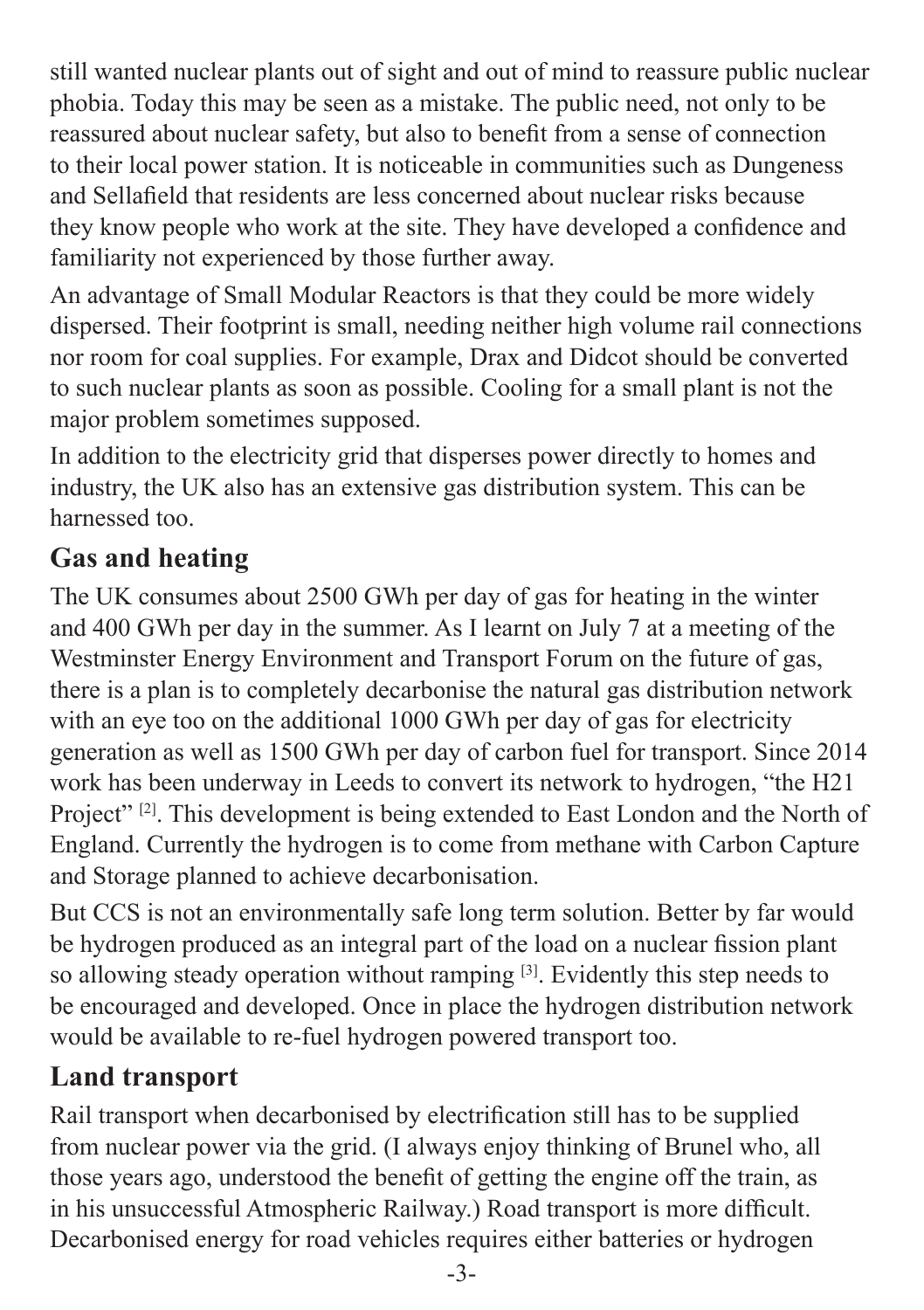still wanted nuclear plants out of sight and out of mind to reassure public nuclear phobia. Today this may be seen as a mistake. The public need, not only to be reassured about nuclear safety, but also to benefit from a sense of connection to their local power station. It is noticeable in communities such as Dungeness and Sellafield that residents are less concerned about nuclear risks because they know people who work at the site. They have developed a confidence and familiarity not experienced by those further away.

An advantage of Small Modular Reactors is that they could be more widely dispersed. Their footprint is small, needing neither high volume rail connections nor room for coal supplies. For example, Drax and Didcot should be converted to such nuclear plants as soon as possible. Cooling for a small plant is not the major problem sometimes supposed.

In addition to the electricity grid that disperses power directly to homes and industry, the UK also has an extensive gas distribution system. This can be harnessed too.

## Gas and heating

The UK consumes about 2500 GWh per day of gas for heating in the winter and 400 GWh per day in the summer. As I learnt on July 7 at a meeting of the Westminster Energy Environment and Transport Forum on the future of gas, there is a plan is to completely decarbonise the natural gas distribution network with an eye too on the additional 1000 GWh per day of gas for electricity generation as well as 1500 GWh per day of carbon fuel for transport. Since 2014 work has been underway in Leeds to convert its network to hydrogen, “the H21 Project” [2]. This development is being extended to East London and the North of England. Currently the hydrogen is to come from methane with Carbon Capture and Storage planned to achieve decarbonisation.

But CCS is not an environmentally safe long term solution. Better by far would be hydrogen produced as an integral part of the load on a nuclear fission plant so allowing steady operation without ramping [3]. Evidently this step needs to be encouraged and developed. Once in place the hydrogen distribution network would be available to re-fuel hydrogen powered transport too.

## Land transport

Rail transport when decarbonised by electrification still has to be supplied from nuclear power via the grid. (I always enjoy thinking of Brunel who, all those years ago, understood the benefit of getting the engine off the train, as in his unsuccessful Atmospheric Railway.) Road transport is more difficult. Decarbonised energy for road vehicles requires either batteries or hydrogen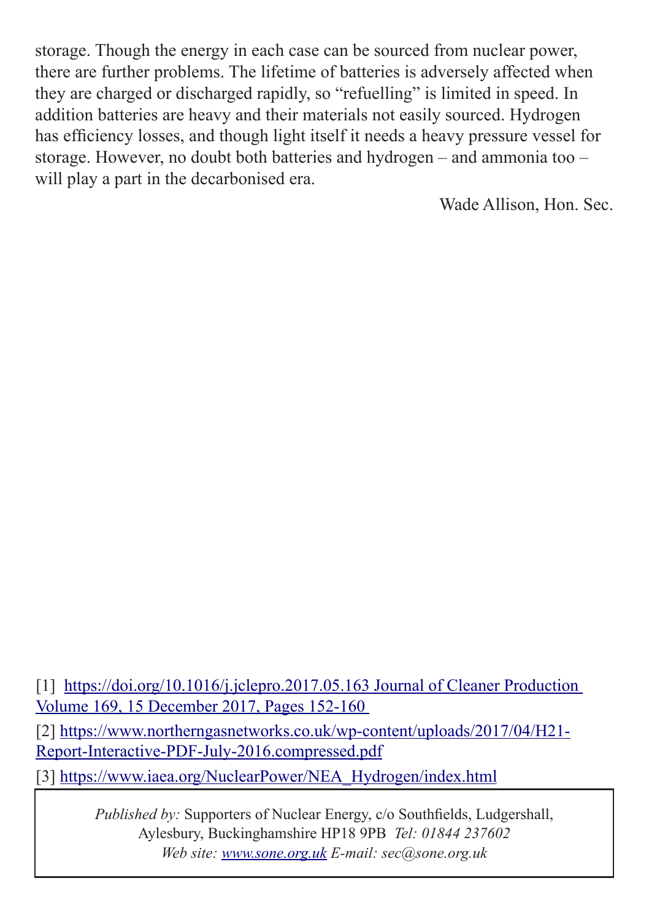storage. Though the energy in each case can be sourced from nuclear power, there are further problems. The lifetime of batteries is adversely affected when they are charged or discharged rapidly, so "refuelling" is limited in speed. In addition batteries are heavy and their materials not easily sourced. Hydrogen has efficiency losses, and though light itself it needs a heavy pressure vessel for storage. However, no doubt both batteries and hydrogen – and ammonia too – will play a part in the decarbonised era.

Wade Allison, Hon. Sec.

[1] https://doi.org/10.1016/j.jclepro.2017.05.163 Journal of Cleaner Production Volume 169, 15 December 2017, Pages 152-160

[2] https://www.northerngasnetworks.co.uk/wp-content/uploads/2017/04/H21-Report-Interactive-PDF-July-2016.compressed.pdf

[3] https://www.iaea.org/NuclearPower/NEA_Hydrogen/index.html

*Published by:* Supporters of Nuclear Energy, c/o Southfields, Ludgershall, Aylesbury, Buckinghamshire HP18 9PB *Tel: 01844 237602*
*Web site:* www.sone.org.uk *E-mail: sec@sone.org.uk*